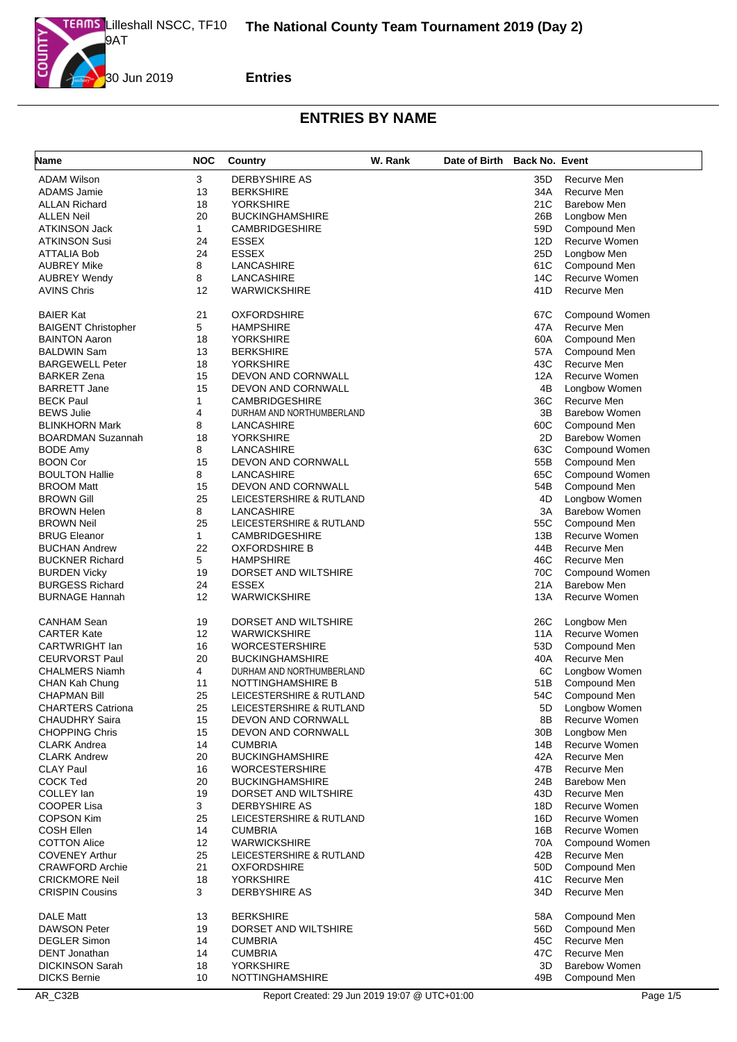# The National County Team Tournament 2019 (Day 2)

Lilleshall NSCC, TF10 9AT

30 Jun 2019

**Entries**

## ENTRIES BY NAME

| Name | NOC | Country | W. Rank | Date of Birth | Back No. | Event |
|---|---|---|---|---|---|---|
| ADAM Wilson | 3 | DERBYSHIRE AS | | | 35D | Recurve Men |
| ADAMS Jamie | 13 | BERKSHIRE | | | 34A | Recurve Men |
| ALLAN Richard | 18 | YORKSHIRE | | | 21C | Barebow Men |
| ALLEN Neil | 20 | BUCKINGHAMSHIRE | | | 26B | Longbow Men |
| ATKINSON Jack | 1 | CAMBRIDGESHIRE | | | 59D | Compound Men |
| ATKINSON Susi | 24 | ESSEX | | | 12D | Recurve Women |
| ATTALIA Bob | 24 | ESSEX | | | 25D | Longbow Men |
| AUBREY Mike | 8 | LANCASHIRE | | | 61C | Compound Men |
| AUBREY Wendy | 8 | LANCASHIRE | | | 14C | Recurve Women |
| AVINS Chris | 12 | WARWICKSHIRE | | | 41D | Recurve Men |
| BAIER Kat | 21 | OXFORDSHIRE | | | 67C | Compound Women |
| BAIGENT Christopher | 5 | HAMPSHIRE | | | 47A | Recurve Men |
| BAINTON Aaron | 18 | YORKSHIRE | | | 60A | Compound Men |
| BALDWIN Sam | 13 | BERKSHIRE | | | 57A | Compound Men |
| BARGEWELL Peter | 18 | YORKSHIRE | | | 43C | Recurve Men |
| BARKER Zena | 15 | DEVON AND CORNWALL | | | 12A | Recurve Women |
| BARRETT Jane | 15 | DEVON AND CORNWALL | | | 4B | Longbow Women |
| BECK Paul | 1 | CAMBRIDGESHIRE | | | 36C | Recurve Men |
| BEWS Julie | 4 | DURHAM AND NORTHUMBERLAND | | | 3B | Barebow Women |
| BLINKHORN Mark | 8 | LANCASHIRE | | | 60C | Compound Men |
| BOARDMAN Suzannah | 18 | YORKSHIRE | | | 2D | Barebow Women |
| BODE Amy | 8 | LANCASHIRE | | | 63C | Compound Women |
| BOON Cor | 15 | DEVON AND CORNWALL | | | 55B | Compound Men |
| BOULTON Hallie | 8 | LANCASHIRE | | | 65C | Compound Women |
| BROOM Matt | 15 | DEVON AND CORNWALL | | | 54B | Compound Men |
| BROWN Gill | 25 | LEICESTERSHIRE & RUTLAND | | | 4D | Longbow Women |
| BROWN Helen | 8 | LANCASHIRE | | | 3A | Barebow Women |
| BROWN Neil | 25 | LEICESTERSHIRE & RUTLAND | | | 55C | Compound Men |
| BRUG Eleanor | 1 | CAMBRIDGESHIRE | | | 13B | Recurve Women |
| BUCHAN Andrew | 22 | OXFORDSHIRE B | | | 44B | Recurve Men |
| BUCKNER Richard | 5 | HAMPSHIRE | | | 46C | Recurve Men |
| BURDEN Vicky | 19 | DORSET AND WILTSHIRE | | | 70C | Compound Women |
| BURGESS Richard | 24 | ESSEX | | | 21A | Barebow Men |
| BURNAGE Hannah | 12 | WARWICKSHIRE | | | 13A | Recurve Women |
| CANHAM Sean | 19 | DORSET AND WILTSHIRE | | | 26C | Longbow Men |
| CARTER Kate | 12 | WARWICKSHIRE | | | 11A | Recurve Women |
| CARTWRIGHT Ian | 16 | WORCESTERSHIRE | | | 53D | Compound Men |
| CEURVORST Paul | 20 | BUCKINGHAMSHIRE | | | 40A | Recurve Men |
| CHALMERS Niamh | 4 | DURHAM AND NORTHUMBERLAND | | | 6C | Longbow Women |
| CHAN Kah Chung | 11 | NOTTINGHAMSHIRE B | | | 51B | Compound Men |
| CHAPMAN Bill | 25 | LEICESTERSHIRE & RUTLAND | | | 54C | Compound Men |
| CHARTERS Catriona | 25 | LEICESTERSHIRE & RUTLAND | | | 5D | Longbow Women |
| CHAUDHRY Saira | 15 | DEVON AND CORNWALL | | | 8B | Recurve Women |
| CHOPPING Chris | 15 | DEVON AND CORNWALL | | | 30B | Longbow Men |
| CLARK Andrea | 14 | CUMBRIA | | | 14B | Recurve Women |
| CLARK Andrew | 20 | BUCKINGHAMSHIRE | | | 42A | Recurve Men |
| CLAY Paul | 16 | WORCESTERSHIRE | | | 47B | Recurve Men |
| COCK Ted | 20 | BUCKINGHAMSHIRE | | | 24B | Barebow Men |
| COLLEY Ian | 19 | DORSET AND WILTSHIRE | | | 43D | Recurve Men |
| COOPER Lisa | 3 | DERBYSHIRE AS | | | 18D | Recurve Women |
| COPSON Kim | 25 | LEICESTERSHIRE & RUTLAND | | | 16D | Recurve Women |
| COSH Ellen | 14 | CUMBRIA | | | 16B | Recurve Women |
| COTTON Alice | 12 | WARWICKSHIRE | | | 70A | Compound Women |
| COVENEY Arthur | 25 | LEICESTERSHIRE & RUTLAND | | | 42B | Recurve Men |
| CRAWFORD Archie | 21 | OXFORDSHIRE | | | 50D | Compound Men |
| CRICKMORE Neil | 18 | YORKSHIRE | | | 41C | Recurve Men |
| CRISPIN Cousins | 3 | DERBYSHIRE AS | | | 34D | Recurve Men |
| DALE Matt | 13 | BERKSHIRE | | | 58A | Compound Men |
| DAWSON Peter | 19 | DORSET AND WILTSHIRE | | | 56D | Compound Men |
| DEGLER Simon | 14 | CUMBRIA | | | 45C | Recurve Men |
| DENT Jonathan | 14 | CUMBRIA | | | 47C | Recurve Men |
| DICKINSON Sarah | 18 | YORKSHIRE | | | 3D | Barebow Women |
| DICKS Bernie | 10 | NOTTINGHAMSHIRE | | | 49B | Compound Men |

AR_C32B — Report Created: 29 Jun 2019 19:07 @ UTC+01:00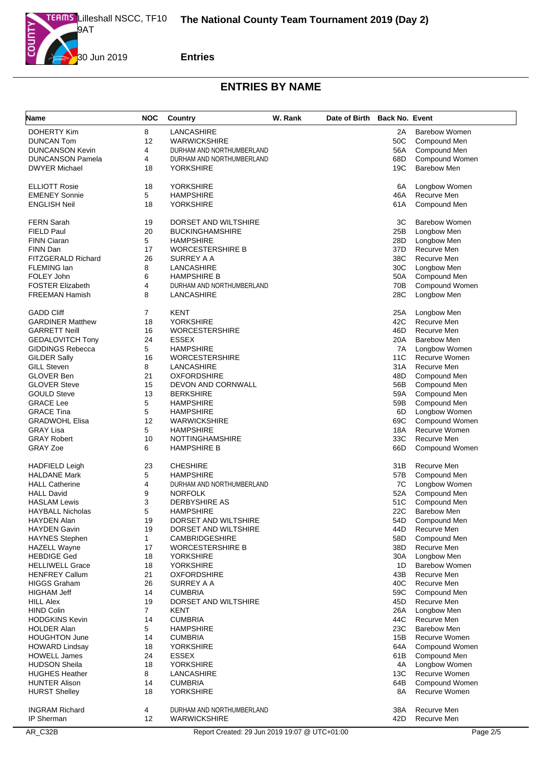# The National County Team Tournament 2019 (Day 2)

Lilleshall NSCC, TF10 9AT

30 Jun 2019

**Entries**

## ENTRIES BY NAME

| Name | NOC | Country | W. Rank | Date of Birth | Back No. | Event |
|---|---|---|---|---|---|---|
| DOHERTY Kim | 8 | LANCASHIRE | | | 2A | Barebow Women |
| DUNCAN Tom | 12 | WARWICKSHIRE | | | 50C | Compound Men |
| DUNCANSON Kevin | 4 | DURHAM AND NORTHUMBERLAND | | | 56A | Compound Men |
| DUNCANSON Pamela | 4 | DURHAM AND NORTHUMBERLAND | | | 68D | Compound Women |
| DWYER Michael | 18 | YORKSHIRE | | | 19C | Barebow Men |
| ELLIOTT Rosie | 18 | YORKSHIRE | | | 6A | Longbow Women |
| EMENEY Sonnie | 5 | HAMPSHIRE | | | 46A | Recurve Men |
| ENGLISH Neil | 18 | YORKSHIRE | | | 61A | Compound Men |
| FERN Sarah | 19 | DORSET AND WILTSHIRE | | | 3C | Barebow Women |
| FIELD Paul | 20 | BUCKINGHAMSHIRE | | | 25B | Longbow Men |
| FINN Ciaran | 5 | HAMPSHIRE | | | 28D | Longbow Men |
| FINN Dan | 17 | WORCESTERSHIRE B | | | 37D | Recurve Men |
| FITZGERALD Richard | 26 | SURREY A A | | | 38C | Recurve Men |
| FLEMING Ian | 8 | LANCASHIRE | | | 30C | Longbow Men |
| FOLEY John | 6 | HAMPSHIRE B | | | 50A | Compound Men |
| FOSTER Elizabeth | 4 | DURHAM AND NORTHUMBERLAND | | | 70B | Compound Women |
| FREEMAN Hamish | 8 | LANCASHIRE | | | 28C | Longbow Men |
| GADD Cliff | 7 | KENT | | | 25A | Longbow Men |
| GARDINER Matthew | 18 | YORKSHIRE | | | 42C | Recurve Men |
| GARRETT Neill | 16 | WORCESTERSHIRE | | | 46D | Recurve Men |
| GEDALOVITCH Tony | 24 | ESSEX | | | 20A | Barebow Men |
| GIDDINGS Rebecca | 5 | HAMPSHIRE | | | 7A | Longbow Women |
| GILDER Sally | 16 | WORCESTERSHIRE | | | 11C | Recurve Women |
| GILL Steven | 8 | LANCASHIRE | | | 31A | Recurve Men |
| GLOVER Ben | 21 | OXFORDSHIRE | | | 48D | Compound Men |
| GLOVER Steve | 15 | DEVON AND CORNWALL | | | 56B | Compound Men |
| GOULD Steve | 13 | BERKSHIRE | | | 59A | Compound Men |
| GRACE Lee | 5 | HAMPSHIRE | | | 59B | Compound Men |
| GRACE Tina | 5 | HAMPSHIRE | | | 6D | Longbow Women |
| GRADWOHL Elisa | 12 | WARWICKSHIRE | | | 69C | Compound Women |
| GRAY Lisa | 5 | HAMPSHIRE | | | 18A | Recurve Women |
| GRAY Robert | 10 | NOTTINGHAMSHIRE | | | 33C | Recurve Men |
| GRAY Zoe | 6 | HAMPSHIRE B | | | 66D | Compound Women |
| HADFIELD Leigh | 23 | CHESHIRE | | | 31B | Recurve Men |
| HALDANE Mark | 5 | HAMPSHIRE | | | 57B | Compound Men |
| HALL Catherine | 4 | DURHAM AND NORTHUMBERLAND | | | 7C | Longbow Women |
| HALL David | 9 | NORFOLK | | | 52A | Compound Men |
| HASLAM Lewis | 3 | DERBYSHIRE AS | | | 51C | Compound Men |
| HAYBALL Nicholas | 5 | HAMPSHIRE | | | 22C | Barebow Men |
| HAYDEN Alan | 19 | DORSET AND WILTSHIRE | | | 54D | Compound Men |
| HAYDEN Gavin | 19 | DORSET AND WILTSHIRE | | | 44D | Recurve Men |
| HAYNES Stephen | 1 | CAMBRIDGESHIRE | | | 58D | Compound Men |
| HAZELL Wayne | 17 | WORCESTERSHIRE B | | | 38D | Recurve Men |
| HEBDIGE Ged | 18 | YORKSHIRE | | | 30A | Longbow Men |
| HELLIWELL Grace | 18 | YORKSHIRE | | | 1D | Barebow Women |
| HENFREY Callum | 21 | OXFORDSHIRE | | | 43B | Recurve Men |
| HIGGS Graham | 26 | SURREY A A | | | 40C | Recurve Men |
| HIGHAM Jeff | 14 | CUMBRIA | | | 59C | Compound Men |
| HILL Alex | 19 | DORSET AND WILTSHIRE | | | 45D | Recurve Men |
| HIND Colin | 7 | KENT | | | 26A | Longbow Men |
| HODGKINS Kevin | 14 | CUMBRIA | | | 44C | Recurve Men |
| HOLDER Alan | 5 | HAMPSHIRE | | | 23C | Barebow Men |
| HOUGHTON June | 14 | CUMBRIA | | | 15B | Recurve Women |
| HOWARD Lindsay | 18 | YORKSHIRE | | | 64A | Compound Women |
| HOWELL James | 24 | ESSEX | | | 61B | Compound Men |
| HUDSON Sheila | 18 | YORKSHIRE | | | 4A | Longbow Women |
| HUGHES Heather | 8 | LANCASHIRE | | | 13C | Recurve Women |
| HUNTER Alison | 14 | CUMBRIA | | | 64B | Compound Women |
| HURST Shelley | 18 | YORKSHIRE | | | 8A | Recurve Women |
| INGRAM Richard | 4 | DURHAM AND NORTHUMBERLAND | | | 38A | Recurve Men |
| IP Sherman | 12 | WARWICKSHIRE | | | 42D | Recurve Men |

AR_C32B — Report Created: 29 Jun 2019 19:07 @ UTC+01:00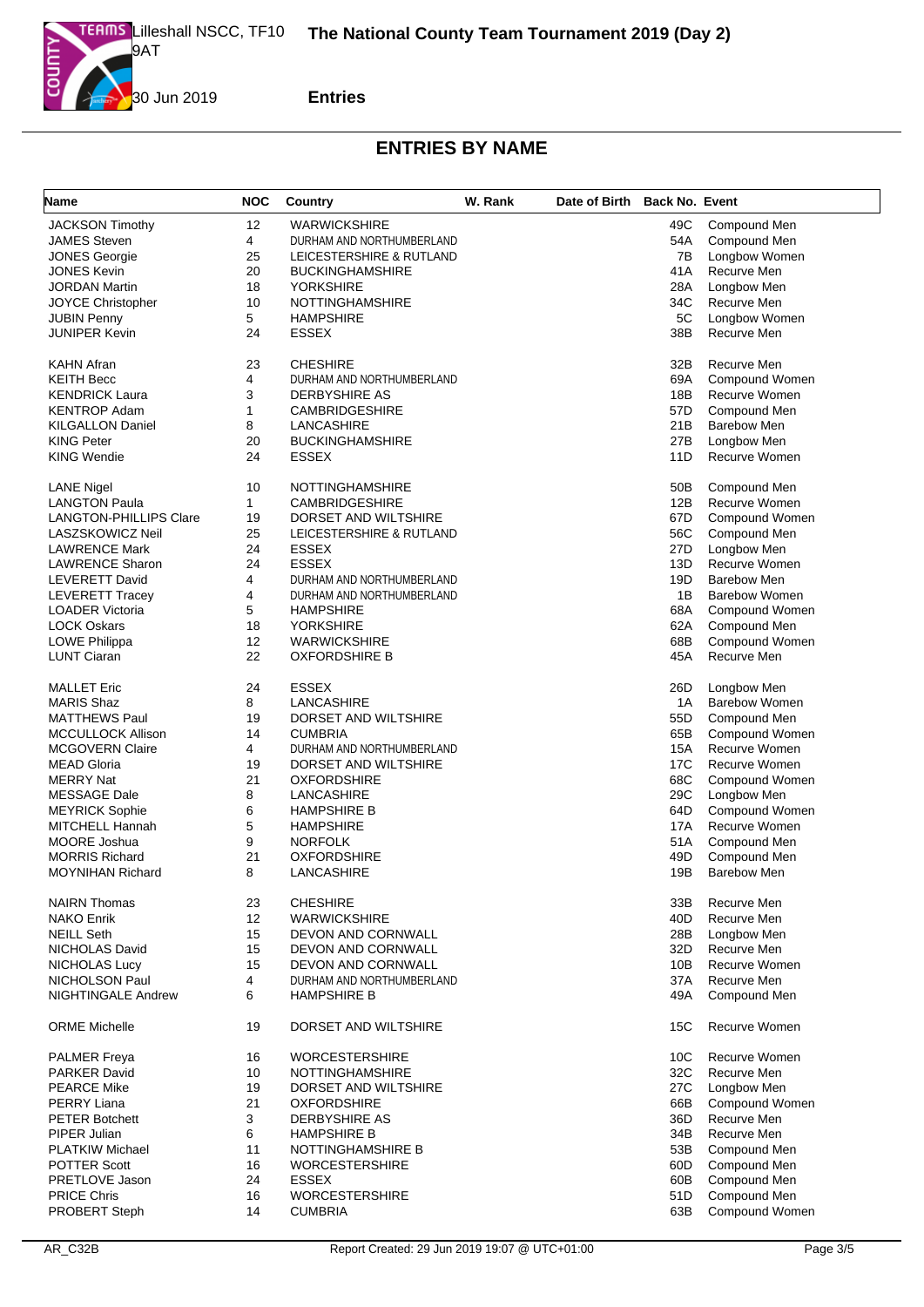# ENTRIES BY NAME

| Name | NOC | Country | W. Rank | Date of Birth | Back No. | Event |
|---|---|---|---|---|---|---|
| JACKSON Timothy | 12 | WARWICKSHIRE | | | 49C | Compound Men |
| JAMES Steven | 4 | DURHAM AND NORTHUMBERLAND | | | 54A | Compound Men |
| JONES Georgie | 25 | LEICESTERSHIRE & RUTLAND | | | 7B | Longbow Women |
| JONES Kevin | 20 | BUCKINGHAMSHIRE | | | 41A | Recurve Men |
| JORDAN Martin | 18 | YORKSHIRE | | | 28A | Longbow Men |
| JOYCE Christopher | 10 | NOTTINGHAMSHIRE | | | 34C | Recurve Men |
| JUBIN Penny | 5 | HAMPSHIRE | | | 5C | Longbow Women |
| JUNIPER Kevin | 24 | ESSEX | | | 38B | Recurve Men |
| KAHN Afran | 23 | CHESHIRE | | | 32B | Recurve Men |
| KEITH Becc | 4 | DURHAM AND NORTHUMBERLAND | | | 69A | Compound Women |
| KENDRICK Laura | 3 | DERBYSHIRE AS | | | 18B | Recurve Women |
| KENTROP Adam | 1 | CAMBRIDGESHIRE | | | 57D | Compound Men |
| KILGALLON Daniel | 8 | LANCASHIRE | | | 21B | Barebow Men |
| KING Peter | 20 | BUCKINGHAMSHIRE | | | 27B | Longbow Men |
| KING Wendie | 24 | ESSEX | | | 11D | Recurve Women |
| LANE Nigel | 10 | NOTTINGHAMSHIRE | | | 50B | Compound Men |
| LANGTON Paula | 1 | CAMBRIDGESHIRE | | | 12B | Recurve Women |
| LANGTON-PHILLIPS Clare | 19 | DORSET AND WILTSHIRE | | | 67D | Compound Women |
| LASZKOWICZ Neil | 25 | LEICESTERSHIRE & RUTLAND | | | 56C | Compound Men |
| LAWRENCE Mark | 24 | ESSEX | | | 27D | Longbow Men |
| LAWRENCE Sharon | 24 | ESSEX | | | 13D | Recurve Women |
| LEVERETT David | 4 | DURHAM AND NORTHUMBERLAND | | | 19D | Barebow Men |
| LEVERETT Tracey | 4 | DURHAM AND NORTHUMBERLAND | | | 1B | Barebow Women |
| LOADER Victoria | 5 | HAMPSHIRE | | | 68A | Compound Women |
| LOCK Oskars | 18 | YORKSHIRE | | | 62A | Compound Men |
| LOWE Philippa | 12 | WARWICKSHIRE | | | 68B | Compound Women |
| LUNT Ciaran | 22 | OXFORDSHIRE B | | | 45A | Recurve Men |
| MALLET Eric | 24 | ESSEX | | | 26D | Longbow Men |
| MARIS Shaz | 8 | LANCASHIRE | | | 1A | Barebow Women |
| MATTHEWS Paul | 19 | DORSET AND WILTSHIRE | | | 55D | Compound Men |
| MCCULLOCK Allison | 14 | CUMBRIA | | | 65B | Compound Women |
| MCGOVERN Claire | 4 | DURHAM AND NORTHUMBERLAND | | | 15A | Recurve Women |
| MEAD Gloria | 19 | DORSET AND WILTSHIRE | | | 17C | Recurve Women |
| MERRY Nat | 21 | OXFORDSHIRE | | | 68C | Compound Women |
| MESSAGE Dale | 8 | LANCASHIRE | | | 29C | Longbow Men |
| MEYRICK Sophie | 6 | HAMPSHIRE B | | | 64D | Compound Women |
| MITCHELL Hannah | 5 | HAMPSHIRE | | | 17A | Recurve Women |
| MOORE Joshua | 9 | NORFOLK | | | 51A | Compound Men |
| MORRIS Richard | 21 | OXFORDSHIRE | | | 49D | Compound Men |
| MOYNIHAN Richard | 8 | LANCASHIRE | | | 19B | Barebow Men |
| NAIRN Thomas | 23 | CHESHIRE | | | 33B | Recurve Men |
| NAKO Enrik | 12 | WARWICKSHIRE | | | 40D | Recurve Men |
| NEILL Seth | 15 | DEVON AND CORNWALL | | | 28B | Longbow Men |
| NICHOLAS David | 15 | DEVON AND CORNWALL | | | 32D | Recurve Men |
| NICHOLAS Lucy | 15 | DEVON AND CORNWALL | | | 10B | Recurve Women |
| NICHOLSON Paul | 4 | DURHAM AND NORTHUMBERLAND | | | 37A | Recurve Men |
| NIGHTINGALE Andrew | 6 | HAMPSHIRE B | | | 49A | Compound Men |
| ORME Michelle | 19 | DORSET AND WILTSHIRE | | | 15C | Recurve Women |
| PALMER Freya | 16 | WORCESTERSHIRE | | | 10C | Recurve Women |
| PARKER David | 10 | NOTTINGHAMSHIRE | | | 32C | Recurve Men |
| PEARCE Mike | 19 | DORSET AND WILTSHIRE | | | 27C | Longbow Men |
| PERRY Liana | 21 | OXFORDSHIRE | | | 66B | Compound Women |
| PETER Botchett | 3 | DERBYSHIRE AS | | | 36D | Recurve Men |
| PIPER Julian | 6 | HAMPSHIRE B | | | 34B | Recurve Men |
| PLATKIW Michael | 11 | NOTTINGHAMSHIRE B | | | 53B | Compound Men |
| POTTER Scott | 16 | WORCESTERSHIRE | | | 60D | Compound Men |
| PRETLOVE Jason | 24 | ESSEX | | | 60B | Compound Men |
| PRICE Chris | 16 | WORCESTERSHIRE | | | 51D | Compound Men |
| PROBERT Steph | 14 | CUMBRIA | | | 63B | Compound Women |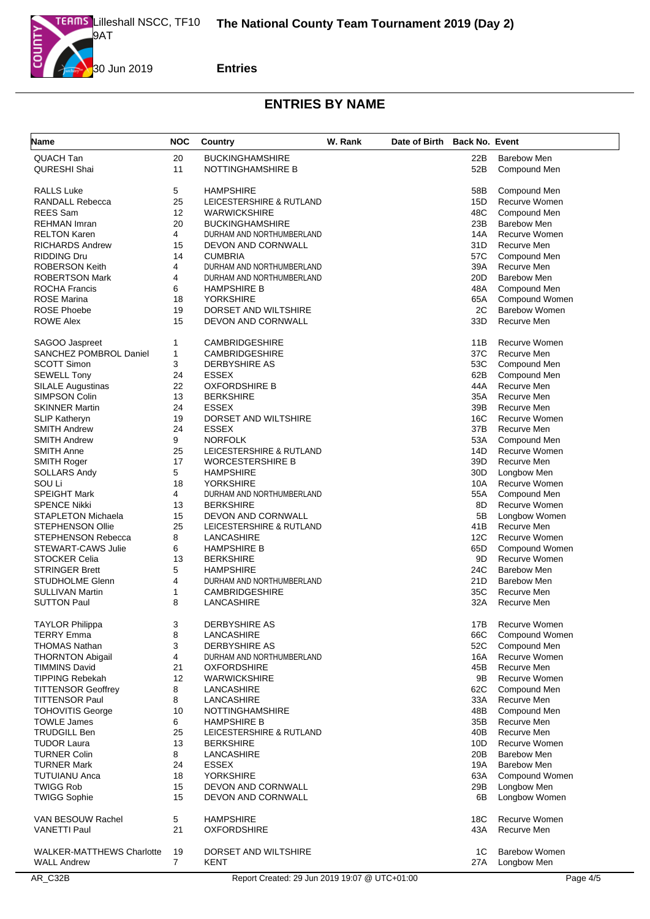**The National County Team Tournament 2019 (Day 2)**

Lilleshall NSCC, TF10 9AT

30 Jun 2019

**Entries**

## ENTRIES BY NAME

| Name | NOC | Country | W. Rank | Date of Birth | Back No. | Event |
|---|---|---|---|---|---|---|
| QUACH Tan | 20 | BUCKINGHAMSHIRE | | | 22B | Barebow Men |
| QURESHI Shai | 11 | NOTTINGHAMSHIRE B | | | 52B | Compound Men |
| RALLS Luke | 5 | HAMPSHIRE | | | 58B | Compound Men |
| RANDALL Rebecca | 25 | LEICESTERSHIRE & RUTLAND | | | 15D | Recurve Women |
| REES Sam | 12 | WARWICKSHIRE | | | 48C | Compound Men |
| REHMAN Imran | 20 | BUCKINGHAMSHIRE | | | 23B | Barebow Men |
| RELTON Karen | 4 | DURHAM AND NORTHUMBERLAND | | | 14A | Recurve Women |
| RICHARDS Andrew | 15 | DEVON AND CORNWALL | | | 31D | Recurve Men |
| RIDDING Dru | 14 | CUMBRIA | | | 57C | Compound Men |
| ROBERSON Keith | 4 | DURHAM AND NORTHUMBERLAND | | | 39A | Recurve Men |
| ROBERTSON Mark | 4 | DURHAM AND NORTHUMBERLAND | | | 20D | Barebow Men |
| ROCHA Francis | 6 | HAMPSHIRE B | | | 48A | Compound Men |
| ROSE Marina | 18 | YORKSHIRE | | | 65A | Compound Women |
| ROSE Phoebe | 19 | DORSET AND WILTSHIRE | | | 2C | Barebow Women |
| ROWE Alex | 15 | DEVON AND CORNWALL | | | 33D | Recurve Men |
| SAGOO Jaspreet | 1 | CAMBRIDGESHIRE | | | 11B | Recurve Women |
| SANCHEZ POMBROL Daniel | 1 | CAMBRIDGESHIRE | | | 37C | Recurve Men |
| SCOTT Simon | 3 | DERBYSHIRE AS | | | 53C | Compound Men |
| SEWELL Tony | 24 | ESSEX | | | 62B | Compound Men |
| SILALE Augustinas | 22 | OXFORDSHIRE B | | | 44A | Recurve Men |
| SIMPSON Colin | 13 | BERKSHIRE | | | 35A | Recurve Men |
| SKINNER Martin | 24 | ESSEX | | | 39B | Recurve Men |
| SLIP Katheryn | 19 | DORSET AND WILTSHIRE | | | 16C | Recurve Women |
| SMITH Andrew | 24 | ESSEX | | | 37B | Recurve Men |
| SMITH Andrew | 9 | NORFOLK | | | 53A | Compound Men |
| SMITH Anne | 25 | LEICESTERSHIRE & RUTLAND | | | 14D | Recurve Women |
| SMITH Roger | 17 | WORCESTERSHIRE B | | | 39D | Recurve Men |
| SOLLARS Andy | 5 | HAMPSHIRE | | | 30D | Longbow Men |
| SOU Li | 18 | YORKSHIRE | | | 10A | Recurve Women |
| SPEIGHT Mark | 4 | DURHAM AND NORTHUMBERLAND | | | 55A | Compound Men |
| SPENCE Nikki | 13 | BERKSHIRE | | | 8D | Recurve Women |
| STAPLETON Michaela | 15 | DEVON AND CORNWALL | | | 5B | Longbow Women |
| STEPHENSON Ollie | 25 | LEICESTERSHIRE & RUTLAND | | | 41B | Recurve Men |
| STEPHENSON Rebecca | 8 | LANCASHIRE | | | 12C | Recurve Women |
| STEWART-CAWS Julie | 6 | HAMPSHIRE B | | | 65D | Compound Women |
| STOCKER Celia | 13 | BERKSHIRE | | | 9D | Recurve Women |
| STRINGER Brett | 5 | HAMPSHIRE | | | 24C | Barebow Men |
| STUDHOLME Glenn | 4 | DURHAM AND NORTHUMBERLAND | | | 21D | Barebow Men |
| SULLIVAN Martin | 1 | CAMBRIDGESHIRE | | | 35C | Recurve Men |
| SUTTON Paul | 8 | LANCASHIRE | | | 32A | Recurve Men |
| TAYLOR Philippa | 3 | DERBYSHIRE AS | | | 17B | Recurve Women |
| TERRY Emma | 8 | LANCASHIRE | | | 66C | Compound Women |
| THOMAS Nathan | 3 | DERBYSHIRE AS | | | 52C | Compound Men |
| THORNTON Abigail | 4 | DURHAM AND NORTHUMBERLAND | | | 16A | Recurve Women |
| TIMMINS David | 21 | OXFORDSHIRE | | | 45B | Recurve Men |
| TIPPING Rebekah | 12 | WARWICKSHIRE | | | 9B | Recurve Women |
| TITTENSOR Geoffrey | 8 | LANCASHIRE | | | 62C | Compound Men |
| TITTENSOR Paul | 8 | LANCASHIRE | | | 33A | Recurve Men |
| TOHOVITIS George | 10 | NOTTINGHAMSHIRE | | | 48B | Compound Men |
| TOWLE James | 6 | HAMPSHIRE B | | | 35B | Recurve Men |
| TRUDGILL Ben | 25 | LEICESTERSHIRE & RUTLAND | | | 40B | Recurve Men |
| TUDOR Laura | 13 | BERKSHIRE | | | 10D | Recurve Women |
| TURNER Colin | 8 | LANCASHIRE | | | 20B | Barebow Men |
| TURNER Mark | 24 | ESSEX | | | 19A | Barebow Men |
| TUTUIANU Anca | 18 | YORKSHIRE | | | 63A | Compound Women |
| TWIGG Rob | 15 | DEVON AND CORNWALL | | | 29B | Longbow Men |
| TWIGG Sophie | 15 | DEVON AND CORNWALL | | | 6B | Longbow Women |
| VAN BESOUW Rachel | 5 | HAMPSHIRE | | | 18C | Recurve Women |
| VANETTI Paul | 21 | OXFORDSHIRE | | | 43A | Recurve Men |
| WALKER-MATTHEWS Charlotte | 19 | DORSET AND WILTSHIRE | | | 1C | Barebow Women |
| WALL Andrew | 7 | KENT | | | 27A | Longbow Men |

AR_C32B

Report Created: 29 Jun 2019 19:07 @ UTC+01:00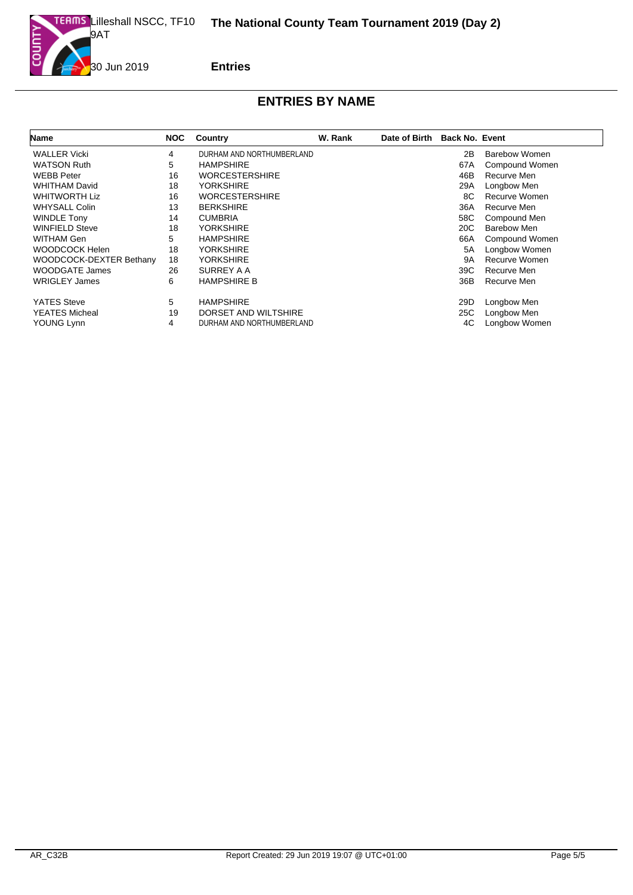## ENTRIES BY NAME

| Name | NOC | Country | W. Rank | Date of Birth | Back No. | Event |
|---|---|---|---|---|---|---|
| WALLER Vicki | 4 | DURHAM AND NORTHUMBERLAND | | | 2B | Barebow Women |
| WATSON Ruth | 5 | HAMPSHIRE | | | 67A | Compound Women |
| WEBB Peter | 16 | WORCESTERSHIRE | | | 46B | Recurve Men |
| WHITHAM David | 18 | YORKSHIRE | | | 29A | Longbow Men |
| WHITWORTH Liz | 16 | WORCESTERSHIRE | | | 8C | Recurve Women |
| WHYSALL Colin | 13 | BERKSHIRE | | | 36A | Recurve Men |
| WINDLE Tony | 14 | CUMBRIA | | | 58C | Compound Men |
| WINFIELD Steve | 18 | YORKSHIRE | | | 20C | Barebow Men |
| WITHAM Gen | 5 | HAMPSHIRE | | | 66A | Compound Women |
| WOODCOCK Helen | 18 | YORKSHIRE | | | 5A | Longbow Women |
| WOODCOCK-DEXTER Bethany | 18 | YORKSHIRE | | | 9A | Recurve Women |
| WOODGATE James | 26 | SURREY A A | | | 39C | Recurve Men |
| WRIGLEY James | 6 | HAMPSHIRE B | | | 36B | Recurve Men |
| YATES Steve | 5 | HAMPSHIRE | | | 29D | Longbow Men |
| YEATES Micheal | 19 | DORSET AND WILTSHIRE | | | 25C | Longbow Men |
| YOUNG Lynn | 4 | DURHAM AND NORTHUMBERLAND | | | 4C | Longbow Women |